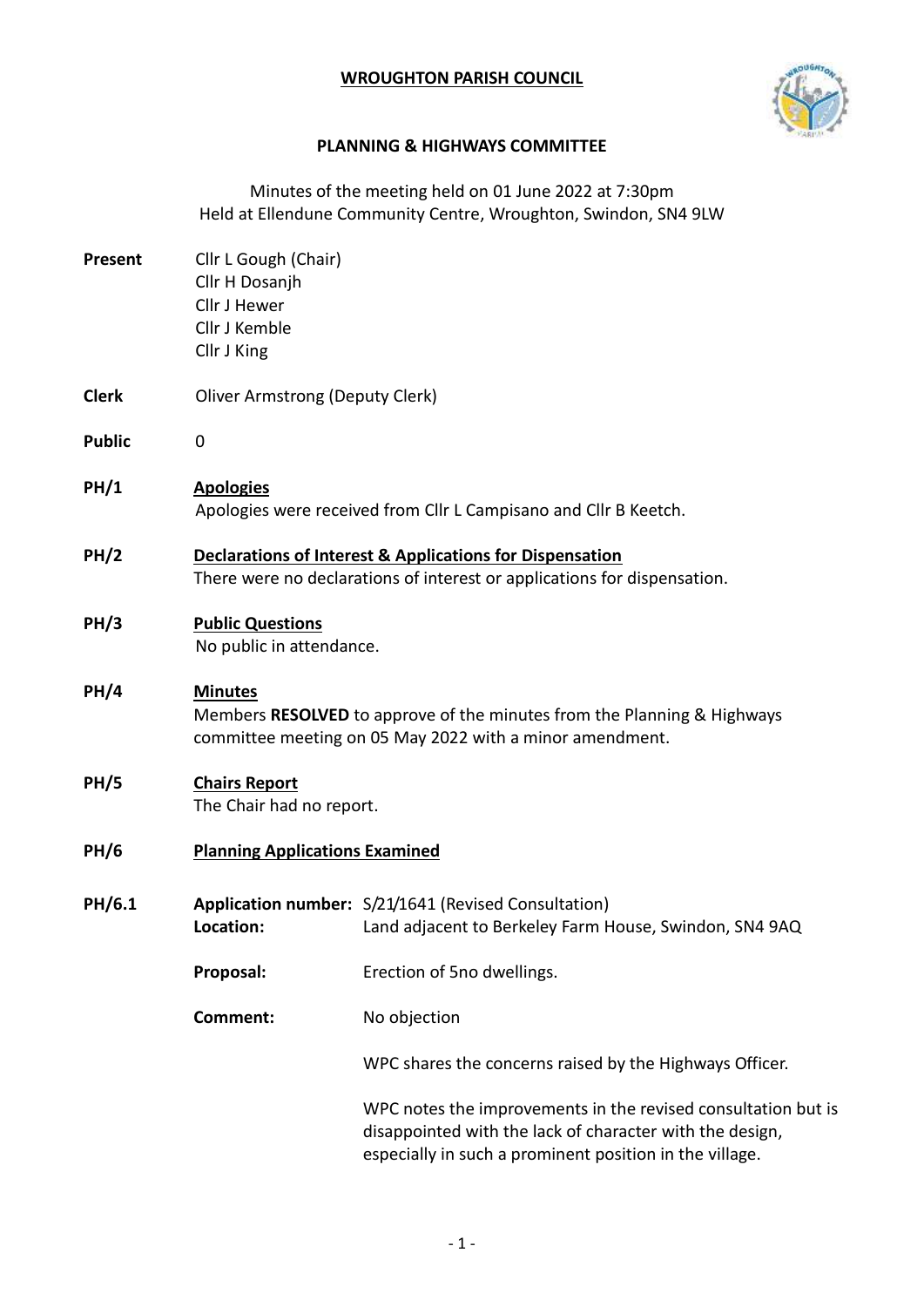# WROUGHTON PARISH COUNCIL

## PLANNING & HIGHWAYS COMMITTEE

Minutes of the meeting held on 01 June 2022 at 7:30pm
Held at Ellendune Community Centre, Wroughton, Swindon, SN4 9LW

**Present** Cllr L Gough (Chair)
Cllr H Dosanjh
Cllr J Hewer
Cllr J Kemble
Cllr J King

**Clerk** Oliver Armstrong (Deputy Clerk)

**Public** 0

**PH/1 Apologies**

Apologies were received from Cllr L Campisano and Cllr B Keetch.

**PH/2 Declarations of Interest & Applications for Dispensation**

There were no declarations of interest or applications for dispensation.

**PH/3 Public Questions**

No public in attendance.

**PH/4 Minutes**

Members **RESOLVED** to approve of the minutes from the Planning & Highways committee meeting on 05 May 2022 with a minor amendment.

**PH/5 Chairs Report**

The Chair had no report.

**PH/6 Planning Applications Examined**

**PH/6.1**

**Application number:** S/21/1641 (Revised Consultation)

**Location:** Land adjacent to Berkeley Farm House, Swindon, SN4 9AQ

**Proposal:** Erection of 5no dwellings.

**Comment:** No objection

WPC shares the concerns raised by the Highways Officer.

WPC notes the improvements in the revised consultation but is disappointed with the lack of character with the design, especially in such a prominent position in the village.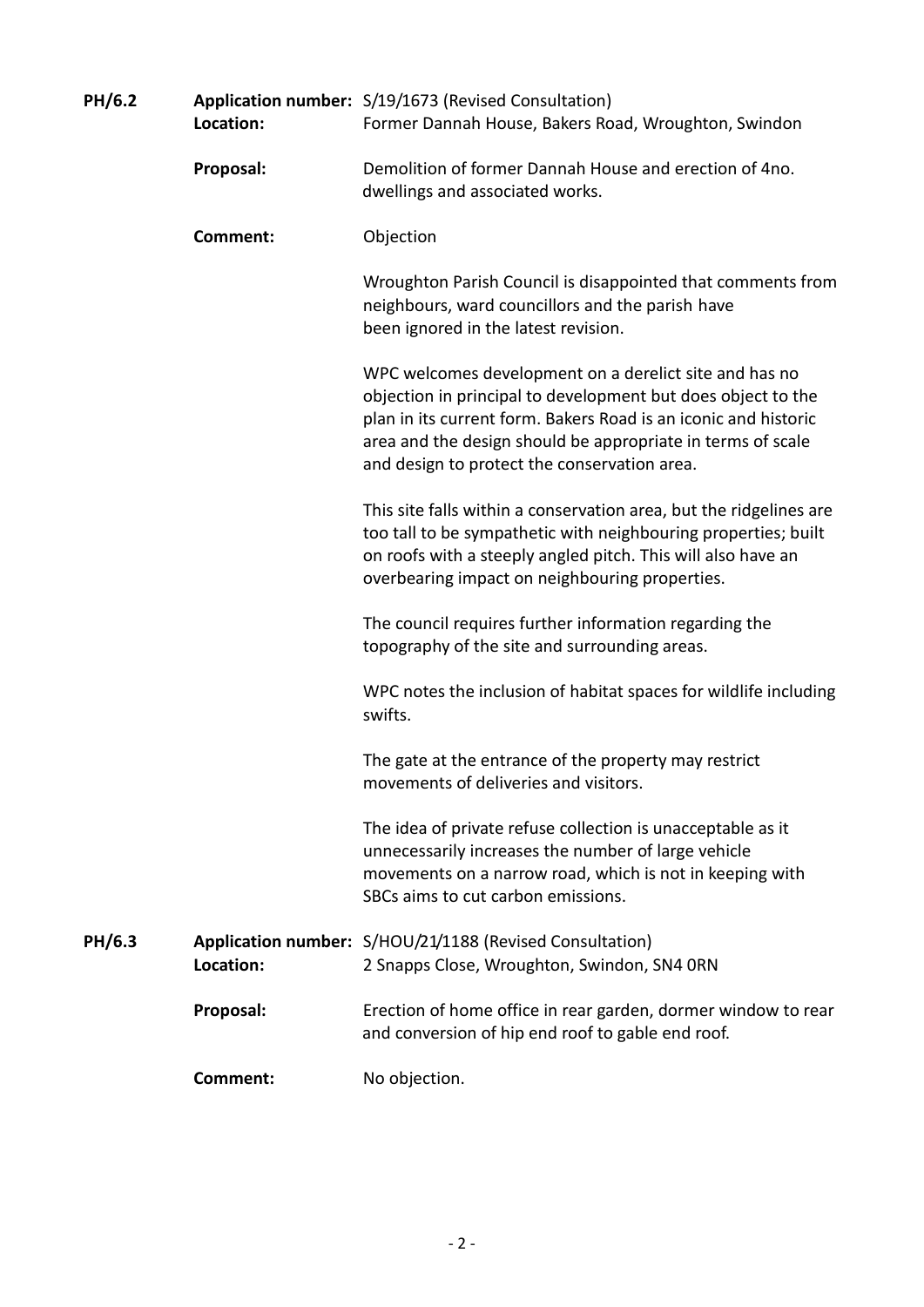**PH/6.2**

**Application number:** S/19/1673 (Revised Consultation)
**Location:** Former Dannah House, Bakers Road, Wroughton, Swindon

**Proposal:** Demolition of former Dannah House and erection of 4no. dwellings and associated works.

**Comment:** Objection

Wroughton Parish Council is disappointed that comments from neighbours, ward councillors and the parish have been ignored in the latest revision.

WPC welcomes development on a derelict site and has no objection in principal to development but does object to the plan in its current form. Bakers Road is an iconic and historic area and the design should be appropriate in terms of scale and design to protect the conservation area.

This site falls within a conservation area, but the ridgelines are too tall to be sympathetic with neighbouring properties; built on roofs with a steeply angled pitch. This will also have an overbearing impact on neighbouring properties.

The council requires further information regarding the topography of the site and surrounding areas.

WPC notes the inclusion of habitat spaces for wildlife including swifts.

The gate at the entrance of the property may restrict movements of deliveries and visitors.

The idea of private refuse collection is unacceptable as it unnecessarily increases the number of large vehicle movements on a narrow road, which is not in keeping with SBCs aims to cut carbon emissions.

**PH/6.3**

**Application number:** S/HOU/21/1188 (Revised Consultation)
**Location:** 2 Snapps Close, Wroughton, Swindon, SN4 0RN

**Proposal:** Erection of home office in rear garden, dormer window to rear and conversion of hip end roof to gable end roof.

**Comment:** No objection.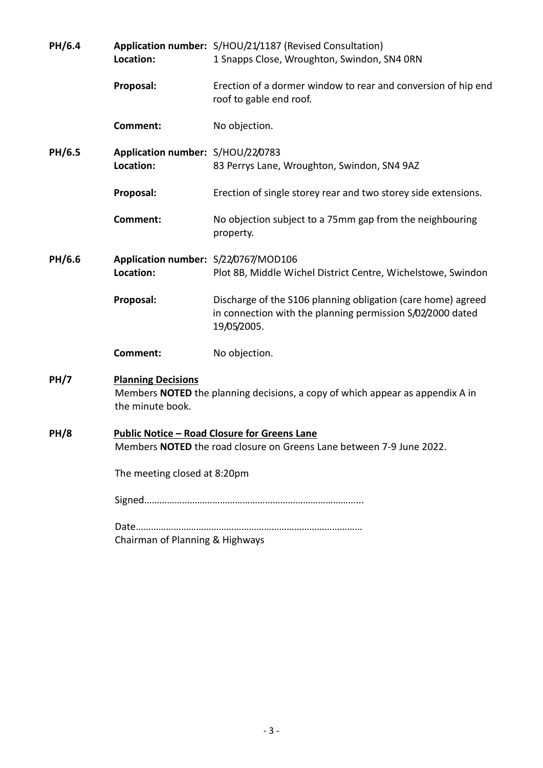**PH/6.4** **Application number:** S/HOU/21/1187 (Revised Consultation)
**Location:** 1 Snapps Close, Wroughton, Swindon, SN4 0RN

**Proposal:** Erection of a dormer window to rear and conversion of hip end roof to gable end roof.

**Comment:** No objection.

**PH/6.5** **Application number:** S/HOU/22/0783
**Location:** 83 Perrys Lane, Wroughton, Swindon, SN4 9AZ

**Proposal:** Erection of single storey rear and two storey side extensions.

**Comment:** No objection subject to a 75mm gap from the neighbouring property.

**PH/6.6** **Application number:** S/22/0767/MOD106
**Location:** Plot 8B, Middle Wichel District Centre, Wichelstowe, Swindon

**Proposal:** Discharge of the S106 planning obligation (care home) agreed in connection with the planning permission S/02/2000 dated 19/05/2005.

**Comment:** No objection.

**PH/7** **Planning Decisions**

Members **NOTED** the planning decisions, a copy of which appear as appendix A in the minute book.

**PH/8** **Public Notice – Road Closure for Greens Lane**

Members **NOTED** the road closure on Greens Lane between 7-9 June 2022.

The meeting closed at 8:20pm

Signed…………………………………………………………………………..

Date………………………………………………………………………………
Chairman of Planning & Highways